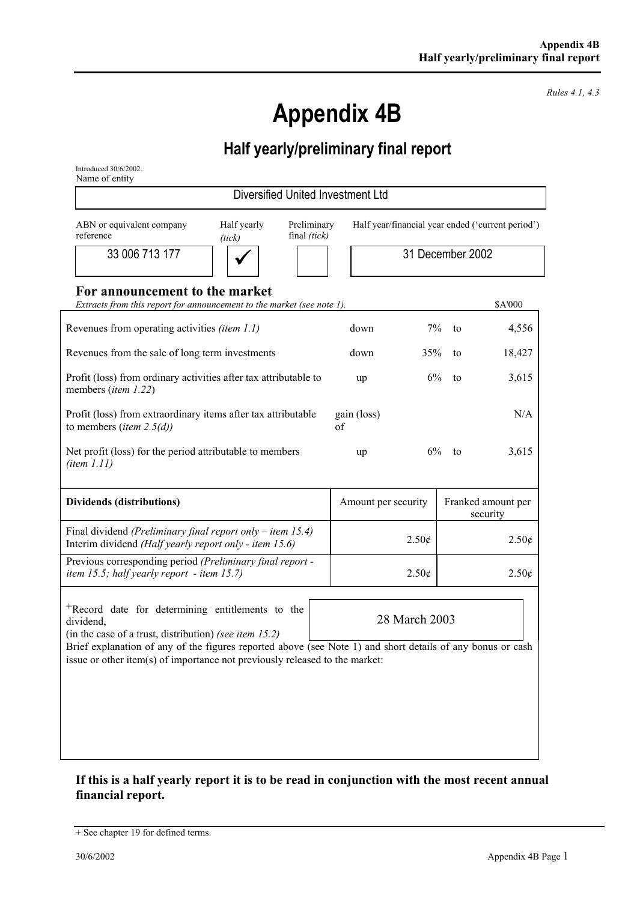Rules 4.1, 4.3

# Appendix 4B

## Half yearly/preliminary final report

Introduced 30/6/2002.

Name of entity

Diversified United Investment Ltd

| ABN or equivalent company reference | Half yearly *(tick)* | Preliminary final *(tick)* | Half year/financial year ended ('current period') |
|---|---|---|---|
| 33 006 713 177 | ✓ | | 31 December 2002 |

### For announcement to the market

*Extracts from this report for announcement to the market (see note 1).*

| | | | | $A'000 |
|---|---|---|---|---|
| Revenues from operating activities *(item 1.1)* | down | 7% | to | 4,556 |
| Revenues from the sale of long term investments | down | 35% | to | 18,427 |
| Profit (loss) from ordinary activities after tax attributable to members (*item 1.22*) | up | 6% | to | 3,615 |
| Profit (loss) from extraordinary items after tax attributable to members (*item 2.5(d)*) | gain (loss) of | | | N/A |
| Net profit (loss) for the period attributable to members *(item 1.11)* | up | 6% | to | 3,615 |

| **Dividends (distributions)** | Amount per security | Franked amount per security |
|---|---|---|
| Final dividend *(Preliminary final report only – item 15.4)* Interim dividend *(Half yearly report only - item 15.6)* | 2.50¢ | 2.50¢ |
| Previous corresponding period *(Preliminary final report - item 15.5; half yearly report - item 15.7)* | 2.50¢ | 2.50¢ |

+Record date for determining entitlements to the dividend,
(in the case of a trust, distribution) *(see item 15.2)*: 28 March 2003

Brief explanation of any of the figures reported above (see Note 1) and short details of any bonus or cash issue or other item(s) of importance not previously released to the market:

**If this is a half yearly report it is to be read in conjunction with the most recent annual financial report.**

+ See chapter 19 for defined terms.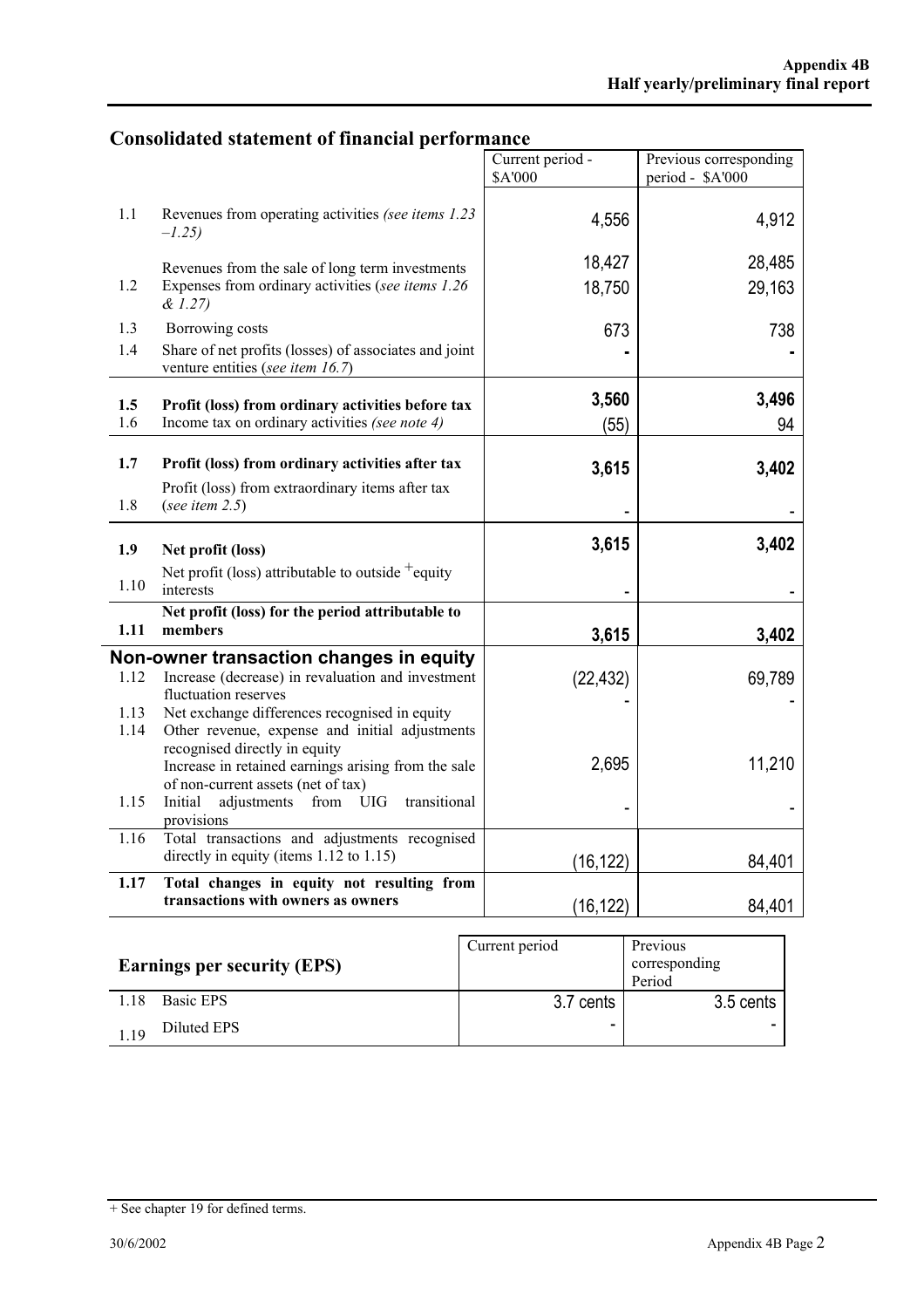## Consolidated statement of financial performance

| | | Current period - $A'000 | Previous corresponding period - $A'000 |
|---|---|---|---|
| 1.1 | Revenues from operating activities *(see items 1.23 –1.25)* | 4,556 | 4,912 |
| | Revenues from the sale of long term investments | 18,427 | 28,485 |
| 1.2 | Expenses from ordinary activities (*see items 1.26 & 1.27)* | 18,750 | 29,163 |
| 1.3 | Borrowing costs | 673 | 738 |
| 1.4 | Share of net profits (losses) of associates and joint venture entities (*see item 16.7*) | - | - |
| **1.5** | **Profit (loss) from ordinary activities before tax** | **3,560** | **3,496** |
| 1.6 | Income tax on ordinary activities *(see note 4)* | (55) | 94 |
| **1.7** | **Profit (loss) from ordinary activities after tax** | **3,615** | **3,402** |
| 1.8 | Profit (loss) from extraordinary items after tax (*see item 2.5*) | - | - |
| **1.9** | **Net profit (loss)** | **3,615** | **3,402** |
| 1.10 | Net profit (loss) attributable to outside +equity interests | - | - |
| **1.11** | **Net profit (loss) for the period attributable to members** | **3,615** | **3,402** |
| | **Non-owner transaction changes in equity** | | |
| 1.12 | Increase (decrease) in revaluation and investment fluctuation reserves | (22,432) | 69,789 |
| 1.13 | Net exchange differences recognised in equity | - | - |
| 1.14 | Other revenue, expense and initial adjustments recognised directly in equity<br>Increase in retained earnings arising from the sale of non-current assets (net of tax) | 2,695 | 11,210 |
| 1.15 | Initial adjustments from UIG transitional provisions | - | - |
| 1.16 | Total transactions and adjustments recognised directly in equity (items 1.12 to 1.15) | (16,122) | 84,401 |
| **1.17** | **Total changes in equity not resulting from transactions with owners as owners** | (16,122) | 84,401 |

| | **Earnings per security (EPS)** | Current period | Previous corresponding Period |
|---|---|---|---|
| 1.18 | Basic EPS | 3.7 cents | 3.5 cents |
| 1.19 | Diluted EPS | - | - |

+ See chapter 19 for defined terms.

30/6/2002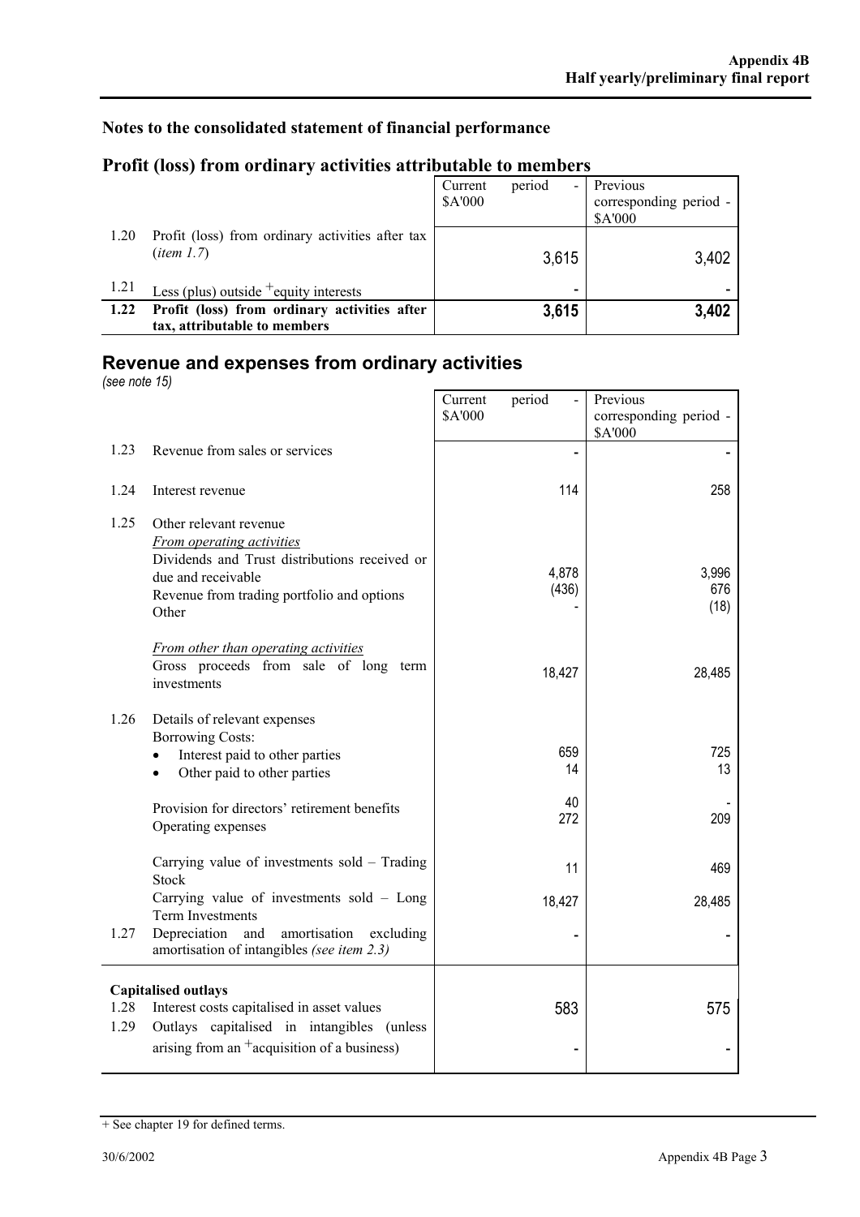## Notes to the consolidated statement of financial performance

## Profit (loss) from ordinary activities attributable to members

| | | Current period - $A'000 | Previous corresponding period - $A'000 |
|---|---|---|---|
| 1.20 | Profit (loss) from ordinary activities after tax (*item 1.7*) | 3,615 | 3,402 |
| 1.21 | Less (plus) outside +equity interests | - | - |
| **1.22** | **Profit (loss) from ordinary activities after tax, attributable to members** | **3,615** | **3,402** |

## Revenue and expenses from ordinary activities

*(see note 15)*

| | | Current period - $A'000 | Previous corresponding period - $A'000 |
|---|---|---|---|
| 1.23 | Revenue from sales or services | - | - |
| 1.24 | Interest revenue | 114 | 258 |
| 1.25 | Other relevant revenue | | |
| | *From operating activities* | | |
| | Dividends and Trust distributions received or due and receivable | 4,878 | 3,996 |
| | Revenue from trading portfolio and options | (436) | 676 |
| | Other | - | (18) |
| | *From other than operating activities* | | |
| | Gross proceeds from sale of long term investments | 18,427 | 28,485 |
| 1.26 | Details of relevant expenses | | |
| | Borrowing Costs: | | |
| | • Interest paid to other parties | 659 | 725 |
| | • Other paid to other parties | 14 | 13 |
| | Provision for directors' retirement benefits | 40 | - |
| | Operating expenses | 272 | 209 |
| | Carrying value of investments sold – Trading Stock | 11 | 469 |
| | Carrying value of investments sold – Long Term Investments | 18,427 | 28,485 |
| 1.27 | Depreciation and amortisation excluding amortisation of intangibles *(see item 2.3)* | - | - |
| | **Capitalised outlays** | | |
| 1.28 | Interest costs capitalised in asset values | 583 | 575 |
| 1.29 | Outlays capitalised in intangibles (unless arising from an +acquisition of a business) | - | - |

+ See chapter 19 for defined terms.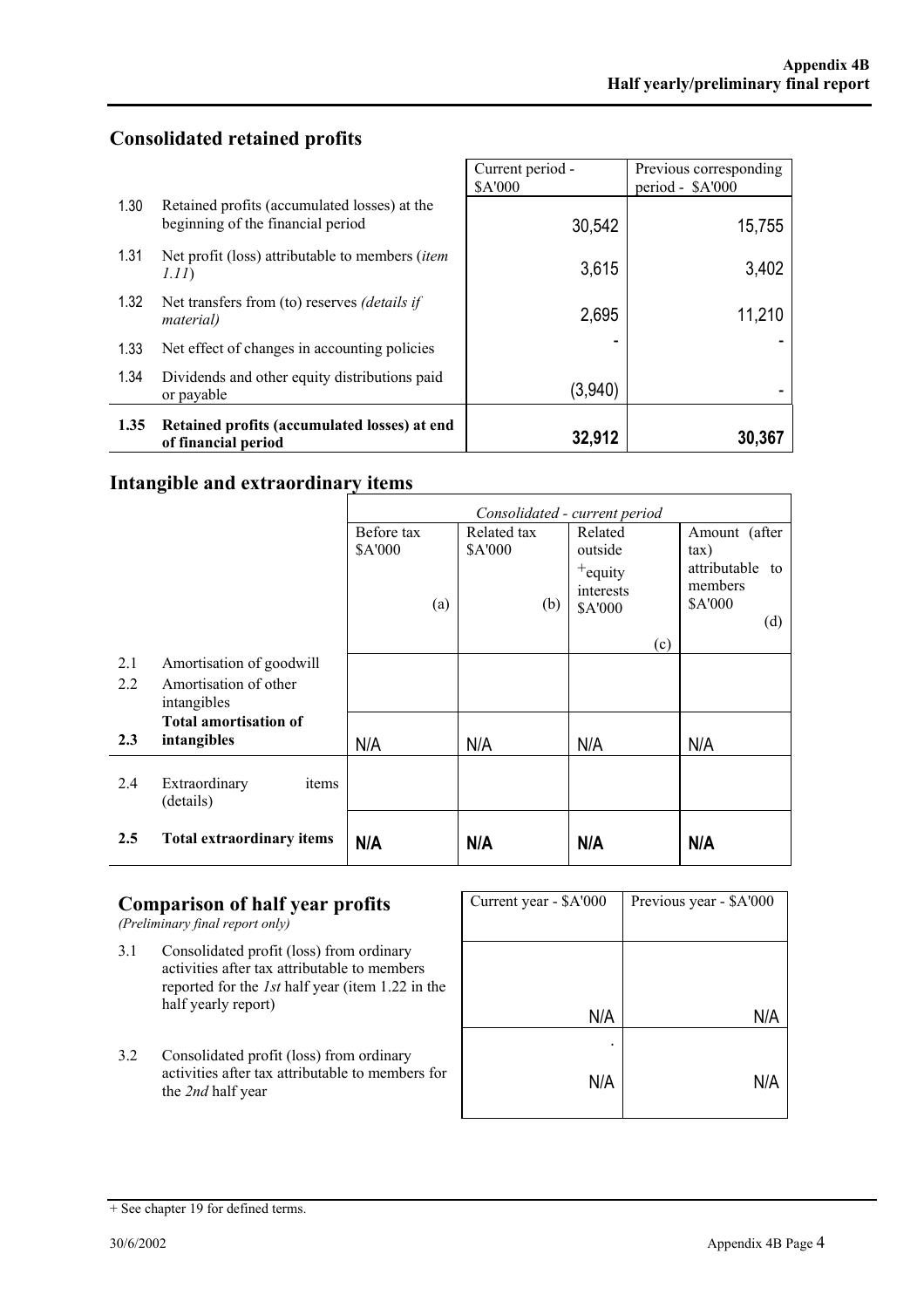## Consolidated retained profits

| | | Current period - $A'000 | Previous corresponding period - $A'000 |
|---|---|---|---|
| 1.30 | Retained profits (accumulated losses) at the beginning of the financial period | 30,542 | 15,755 |
| 1.31 | Net profit (loss) attributable to members (*item 1.11*) | 3,615 | 3,402 |
| 1.32 | Net transfers from (to) reserves *(details if material)* | 2,695 | 11,210 |
| 1.33 | Net effect of changes in accounting policies | - | - |
| 1.34 | Dividends and other equity distributions paid or payable | (3,940) | - |
| **1.35** | **Retained profits (accumulated losses) at end of financial period** | **32,912** | **30,367** |

## Intangible and extraordinary items

| | | *Consolidated - current period* | | | |
|---|---|---|---|---|---|
| | | Before tax $A'000 (a) | Related tax $A'000 (b) | Related outside +equity interests $A'000 (c) | Amount (after tax) attributable to members $A'000 (d) |
| 2.1 | Amortisation of goodwill | | | | |
| 2.2 | Amortisation of other intangibles | | | | |
| **2.3** | **Total amortisation of intangibles** | N/A | N/A | N/A | N/A |
| 2.4 | Extraordinary items (details) | | | | |
| **2.5** | **Total extraordinary items** | **N/A** | **N/A** | **N/A** | **N/A** |

## Comparison of half year profits

*(Preliminary final report only)*

| | | Current year - $A'000 | Previous year - $A'000 |
|---|---|---|---|
| 3.1 | Consolidated profit (loss) from ordinary activities after tax attributable to members reported for the *1st* half year (item 1.22 in the half yearly report) | N/A | N/A |
| 3.2 | Consolidated profit (loss) from ordinary activities after tax attributable to members for the *2nd* half year | N/A | N/A |

+ See chapter 19 for defined terms.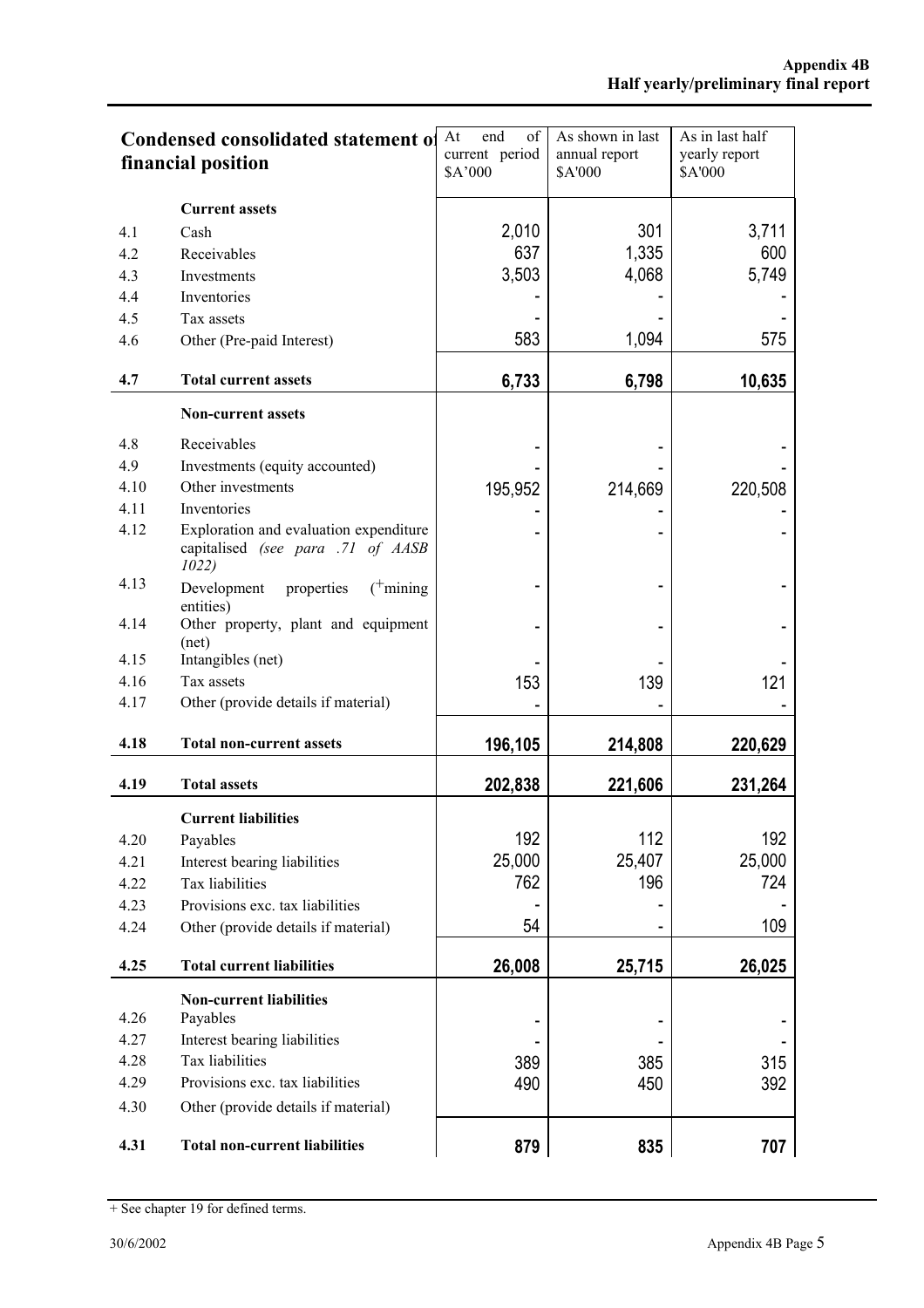| | Condensed consolidated statement of financial position | At end of current period $A'000 | As shown in last annual report $A'000 | As in last half yearly report $A'000 |
|---|---|---|---|---|
| | **Current assets** | | | |
| 4.1 | Cash | 2,010 | 301 | 3,711 |
| 4.2 | Receivables | 637 | 1,335 | 600 |
| 4.3 | Investments | 3,503 | 4,068 | 5,749 |
| 4.4 | Inventories | - | - | - |
| 4.5 | Tax assets | - | - | - |
| 4.6 | Other (Pre-paid Interest) | 583 | 1,094 | 575 |
| **4.7** | **Total current assets** | **6,733** | **6,798** | **10,635** |
| | **Non-current assets** | | | |
| 4.8 | Receivables | - | - | - |
| 4.9 | Investments (equity accounted) | - | - | - |
| 4.10 | Other investments | 195,952 | 214,669 | 220,508 |
| 4.11 | Inventories | - | - | - |
| 4.12 | Exploration and evaluation expenditure capitalised *(see para .71 of AASB 1022)* | - | - | - |
| 4.13 | Development properties (+mining entities) | - | - | - |
| 4.14 | Other property, plant and equipment (net) | - | - | - |
| 4.15 | Intangibles (net) | - | - | - |
| 4.16 | Tax assets | 153 | 139 | 121 |
| 4.17 | Other (provide details if material) | - | - | - |
| **4.18** | **Total non-current assets** | **196,105** | **214,808** | **220,629** |
| **4.19** | **Total assets** | **202,838** | **221,606** | **231,264** |
| | **Current liabilities** | | | |
| 4.20 | Payables | 192 | 112 | 192 |
| 4.21 | Interest bearing liabilities | 25,000 | 25,407 | 25,000 |
| 4.22 | Tax liabilities | 762 | 196 | 724 |
| 4.23 | Provisions exc. tax liabilities | - | - | - |
| 4.24 | Other (provide details if material) | 54 | - | 109 |
| **4.25** | **Total current liabilities** | **26,008** | **25,715** | **26,025** |
| | **Non-current liabilities** | | | |
| 4.26 | Payables | - | - | - |
| 4.27 | Interest bearing liabilities | - | - | - |
| 4.28 | Tax liabilities | 389 | 385 | 315 |
| 4.29 | Provisions exc. tax liabilities | 490 | 450 | 392 |
| 4.30 | Other (provide details if material) | | | |
| **4.31** | **Total non-current liabilities** | **879** | **835** | **707** |

+ See chapter 19 for defined terms.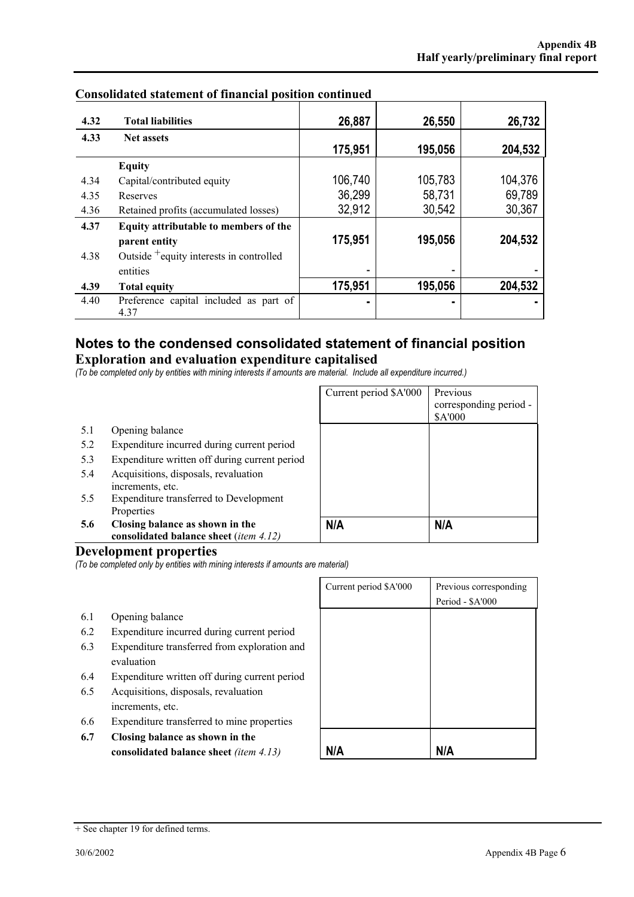## Consolidated statement of financial position continued

| | | | | |
|---|---|---|---|---|
| **4.32** | **Total liabilities** | **26,887** | **26,550** | **26,732** |
| **4.33** | **Net assets** | **175,951** | **195,056** | **204,532** |
| | **Equity** | | | |
| 4.34 | Capital/contributed equity | 106,740 | 105,783 | 104,376 |
| 4.35 | Reserves | 36,299 | 58,731 | 69,789 |
| 4.36 | Retained profits (accumulated losses) | 32,912 | 30,542 | 30,367 |
| **4.37** | **Equity attributable to members of the parent entity** | **175,951** | **195,056** | **204,532** |
| 4.38 | Outside +equity interests in controlled entities | - | - | - |
| **4.39** | **Total equity** | **175,951** | **195,056** | **204,532** |
| 4.40 | Preference capital included as part of 4.37 | - | - | - |

## Notes to the condensed consolidated statement of financial position

### Exploration and evaluation expenditure capitalised

*(To be completed only by entities with mining interests if amounts are material. Include all expenditure incurred.)*

| | | Current period \$A'000 | Previous corresponding period - \$A'000 |
|---|---|---|---|
| 5.1 | Opening balance | | |
| 5.2 | Expenditure incurred during current period | | |
| 5.3 | Expenditure written off during current period | | |
| 5.4 | Acquisitions, disposals, revaluation increments, etc. | | |
| 5.5 | Expenditure transferred to Development Properties | | |
| **5.6** | **Closing balance as shown in the consolidated balance sheet** (*item 4.12)* | **N/A** | **N/A** |

### Development properties

*(To be completed only by entities with mining interests if amounts are material)*

| | | Current period \$A'000 | Previous corresponding Period - \$A'000 |
|---|---|---|---|
| 6.1 | Opening balance | | |
| 6.2 | Expenditure incurred during current period | | |
| 6.3 | Expenditure transferred from exploration and evaluation | | |
| 6.4 | Expenditure written off during current period | | |
| 6.5 | Acquisitions, disposals, revaluation increments, etc. | | |
| 6.6 | Expenditure transferred to mine properties | | |
| **6.7** | **Closing balance as shown in the consolidated balance sheet** *(item 4.13)* | **N/A** | **N/A** |

+ See chapter 19 for defined terms.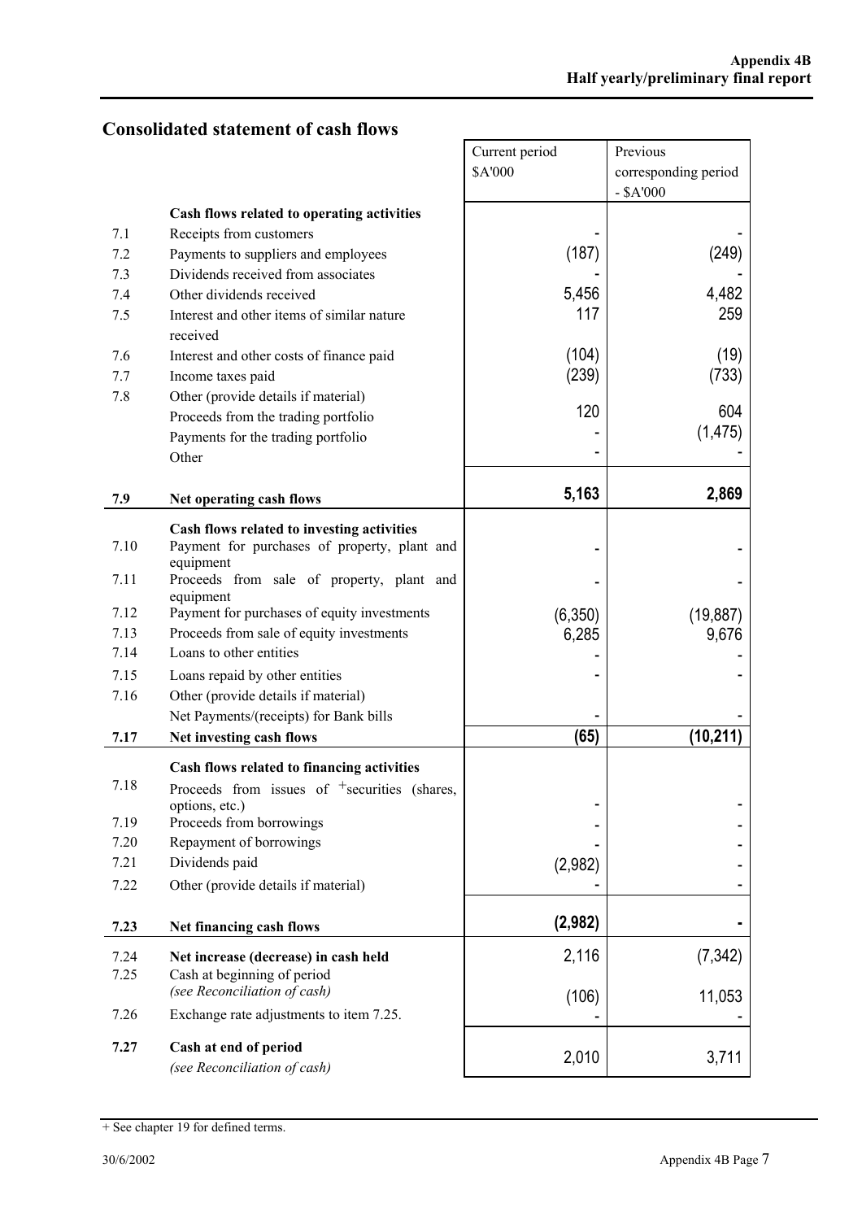## Consolidated statement of cash flows

| | | Current period $A'000 | Previous corresponding period - $A'000 |
|---|---|---|---|
| | **Cash flows related to operating activities** | | |
| 7.1 | Receipts from customers | - | - |
| 7.2 | Payments to suppliers and employees | (187) | (249) |
| 7.3 | Dividends received from associates | - | - |
| 7.4 | Other dividends received | 5,456 | 4,482 |
| 7.5 | Interest and other items of similar nature received | 117 | 259 |
| 7.6 | Interest and other costs of finance paid | (104) | (19) |
| 7.7 | Income taxes paid | (239) | (733) |
| 7.8 | Other (provide details if material) | | |
| | Proceeds from the trading portfolio | 120 | 604 |
| | Payments for the trading portfolio | - | (1,475) |
| | Other | - | - |
| **7.9** | **Net operating cash flows** | **5,163** | **2,869** |
| | **Cash flows related to investing activities** | | |
| 7.10 | Payment for purchases of property, plant and equipment | - | - |
| 7.11 | Proceeds from sale of property, plant and equipment | - | - |
| 7.12 | Payment for purchases of equity investments | (6,350) | (19,887) |
| 7.13 | Proceeds from sale of equity investments | 6,285 | 9,676 |
| 7.14 | Loans to other entities | - | - |
| 7.15 | Loans repaid by other entities | - | - |
| 7.16 | Other (provide details if material) | | |
| | Net Payments/(receipts) for Bank bills | - | - |
| **7.17** | **Net investing cash flows** | **(65)** | **(10,211)** |
| | **Cash flows related to financing activities** | | |
| 7.18 | Proceeds from issues of +securities (shares, options, etc.) | - | - |
| 7.19 | Proceeds from borrowings | - | - |
| 7.20 | Repayment of borrowings | - | - |
| 7.21 | Dividends paid | (2,982) | - |
| 7.22 | Other (provide details if material) | - | - |
| **7.23** | **Net financing cash flows** | **(2,982)** | **-** |
| 7.24 | **Net increase (decrease) in cash held** | 2,116 | (7,342) |
| 7.25 | Cash at beginning of period *(see Reconciliation of cash)* | (106) | 11,053 |
| 7.26 | Exchange rate adjustments to item 7.25. | - | - |
| **7.27** | **Cash at end of period** *(see Reconciliation of cash)* | 2,010 | 3,711 |

+ See chapter 19 for defined terms.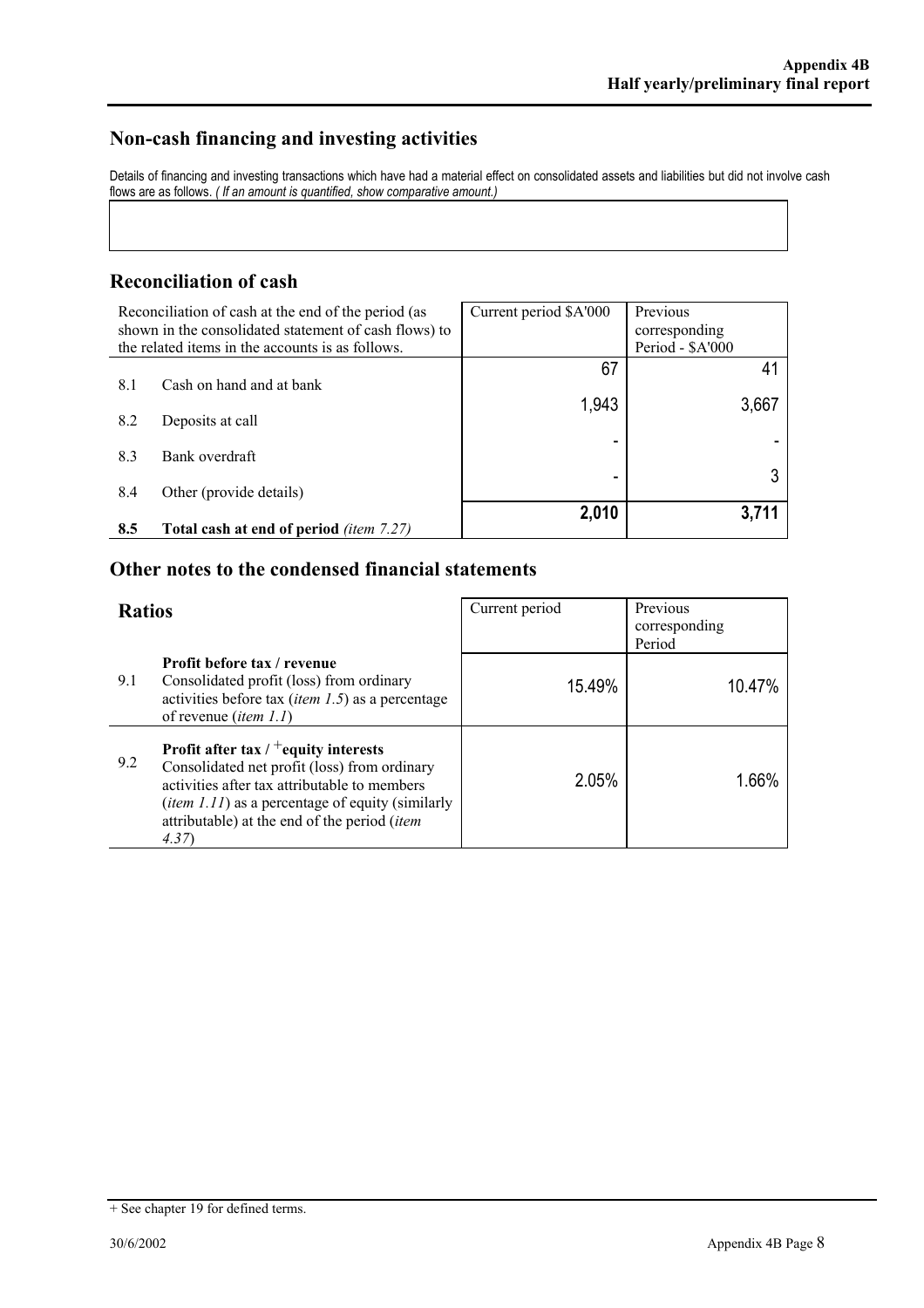## Non-cash financing and investing activities

Details of financing and investing transactions which have had a material effect on consolidated assets and liabilities but did not involve cash flows are as follows. *( If an amount is quantified, show comparative amount.)*

## Reconciliation of cash

| Reconciliation of cash at the end of the period (as shown in the consolidated statement of cash flows) to the related items in the accounts is as follows. | | Current period $A'000 | Previous corresponding Period - $A'000 |
|---|---|---|---|
| 8.1 | Cash on hand and at bank | 67 | 41 |
| 8.2 | Deposits at call | 1,943 | 3,667 |
| 8.3 | Bank overdraft | - | - |
| 8.4 | Other (provide details) | - | 3 |
| **8.5** | **Total cash at end of period** *(item 7.27)* | **2,010** | **3,711** |

## Other notes to the condensed financial statements

| **Ratios** | | Current period | Previous corresponding Period |
|---|---|---|---|
| 9.1 | **Profit before tax / revenue**<br>Consolidated profit (loss) from ordinary activities before tax (*item 1.5*) as a percentage of revenue (*item 1.1*) | 15.49% | 10.47% |
| 9.2 | **Profit after tax / +equity interests**<br>Consolidated net profit (loss) from ordinary activities after tax attributable to members (*item 1.11*) as a percentage of equity (similarly attributable) at the end of the period (*item 4.37*) | 2.05% | 1.66% |

+ See chapter 19 for defined terms.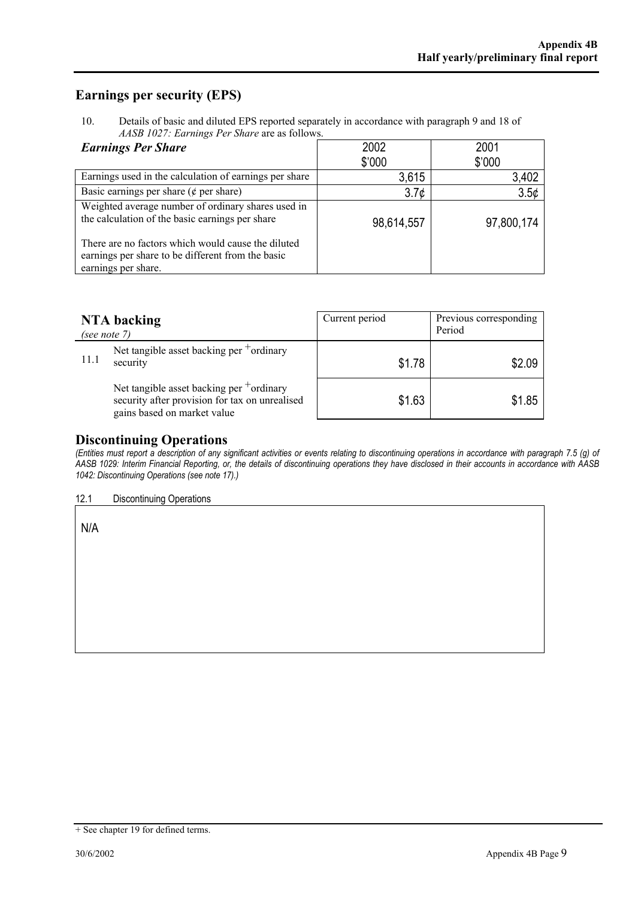## Earnings per security (EPS)

10. Details of basic and diluted EPS reported separately in accordance with paragraph 9 and 18 of *AASB 1027: Earnings Per Share* are as follows.

| ***Earnings Per Share*** | 2002<br>$'000 | 2001<br>$'000 |
|---|---|---|
| Earnings used in the calculation of earnings per share | 3,615 | 3,402 |
| Basic earnings per share (¢ per share) | 3.7¢ | 3.5¢ |
| Weighted average number of ordinary shares used in the calculation of the basic earnings per share<br><br>There are no factors which would cause the diluted earnings per share to be different from the basic earnings per share. | 98,614,557 | 97,800,174 |

| | **NTA backing**<br>*(see note 7)* | Current period | Previous corresponding Period |
|---|---|---|---|
| 11.1 | Net tangible asset backing per +ordinary security | $1.78 | $2.09 |
| | Net tangible asset backing per +ordinary security after provision for tax on unrealised gains based on market value | $1.63 | $1.85 |

## Discontinuing Operations

*(Entities must report a description of any significant activities or events relating to discontinuing operations in accordance with paragraph 7.5 (g) of AASB 1029: Interim Financial Reporting, or, the details of discontinuing operations they have disclosed in their accounts in accordance with AASB 1042: Discontinuing Operations (see note 17).)*

12.1 Discontinuing Operations

N/A

+ See chapter 19 for defined terms.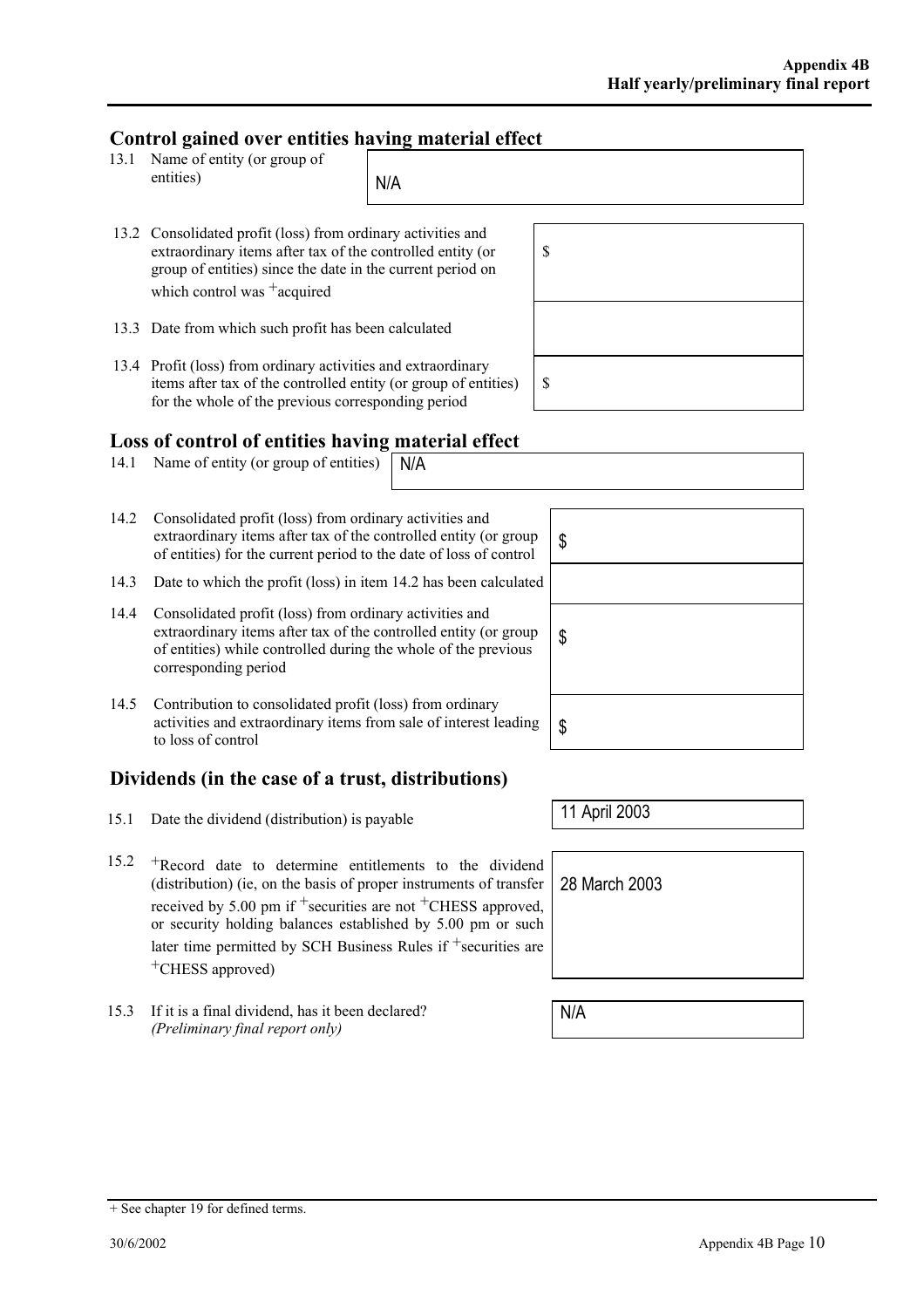## Control gained over entities having material effect

| | | |
|---|---|---|
| 13.1 | Name of entity (or group of entities) | N/A |
| 13.2 | Consolidated profit (loss) from ordinary activities and extraordinary items after tax of the controlled entity (or group of entities) since the date in the current period on which control was +acquired | $ |
| 13.3 | Date from which such profit has been calculated | |
| 13.4 | Profit (loss) from ordinary activities and extraordinary items after tax of the controlled entity (or group of entities) for the whole of the previous corresponding period | $ |

## Loss of control of entities having material effect

| | | |
|---|---|---|
| 14.1 | Name of entity (or group of entities) | N/A |
| 14.2 | Consolidated profit (loss) from ordinary activities and extraordinary items after tax of the controlled entity (or group of entities) for the current period to the date of loss of control | $ |
| 14.3 | Date to which the profit (loss) in item 14.2 has been calculated | |
| 14.4 | Consolidated profit (loss) from ordinary activities and extraordinary items after tax of the controlled entity (or group of entities) while controlled during the whole of the previous corresponding period | $ |
| 14.5 | Contribution to consolidated profit (loss) from ordinary activities and extraordinary items from sale of interest leading to loss of control | $ |

## Dividends (in the case of a trust, distributions)

| | | |
|---|---|---|
| 15.1 | Date the dividend (distribution) is payable | 11 April 2003 |
| 15.2 | +Record date to determine entitlements to the dividend (distribution) (ie, on the basis of proper instruments of transfer received by 5.00 pm if +securities are not +CHESS approved, or security holding balances established by 5.00 pm or such later time permitted by SCH Business Rules if +securities are +CHESS approved) | 28 March 2003 |
| 15.3 | If it is a final dividend, has it been declared? *(Preliminary final report only)* | N/A |

+ See chapter 19 for defined terms.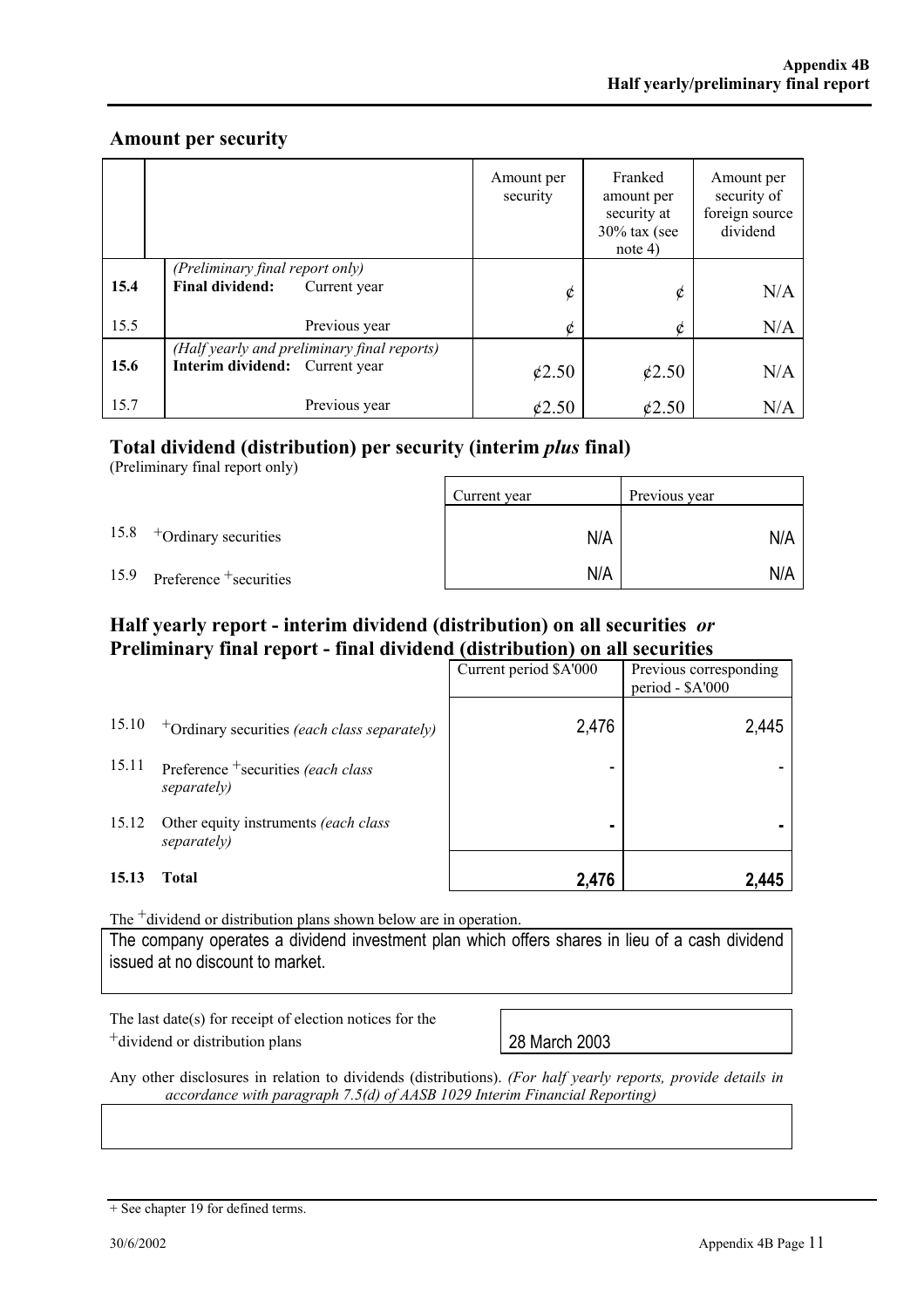## Amount per security

| | | Amount per security | Franked amount per security at 30% tax (see note 4) | Amount per security of foreign source dividend |
|---|---|---|---|---|
| | *(Preliminary final report only)* | | | |
| **15.4** | **Final dividend:** Current year | ¢ | ¢ | N/A |
| 15.5 | Previous year | ¢ | ¢ | N/A |
| | *(Half yearly and preliminary final reports)* | | | |
| **15.6** | **Interim dividend:** Current year | ¢2.50 | ¢2.50 | N/A |
| 15.7 | Previous year | ¢2.50 | ¢2.50 | N/A |

## Total dividend (distribution) per security (interim *plus* final)

(Preliminary final report only)

| | | Current year | Previous year |
|---|---|---|---|
| 15.8 | +Ordinary securities | N/A | N/A |
| 15.9 | Preference +securities | N/A | N/A |

## Half yearly report - interim dividend (distribution) on all securities *or* Preliminary final report - final dividend (distribution) on all securities

| | | Current period $A'000 | Previous corresponding period - $A'000 |
|---|---|---|---|
| 15.10 | +Ordinary securities *(each class separately)* | 2,476 | 2,445 |
| 15.11 | Preference +securities *(each class separately)* | - | - |
| 15.12 | Other equity instruments *(each class separately)* | - | - |
| **15.13** | **Total** | **2,476** | **2,445** |

The +dividend or distribution plans shown below are in operation.

The company operates a dividend investment plan which offers shares in lieu of a cash dividend issued at no discount to market.

The last date(s) for receipt of election notices for the +dividend or distribution plans

28 March 2003

Any other disclosures in relation to dividends (distributions). *(For half yearly reports, provide details in accordance with paragraph 7.5(d) of AASB 1029 Interim Financial Reporting)*

+ See chapter 19 for defined terms.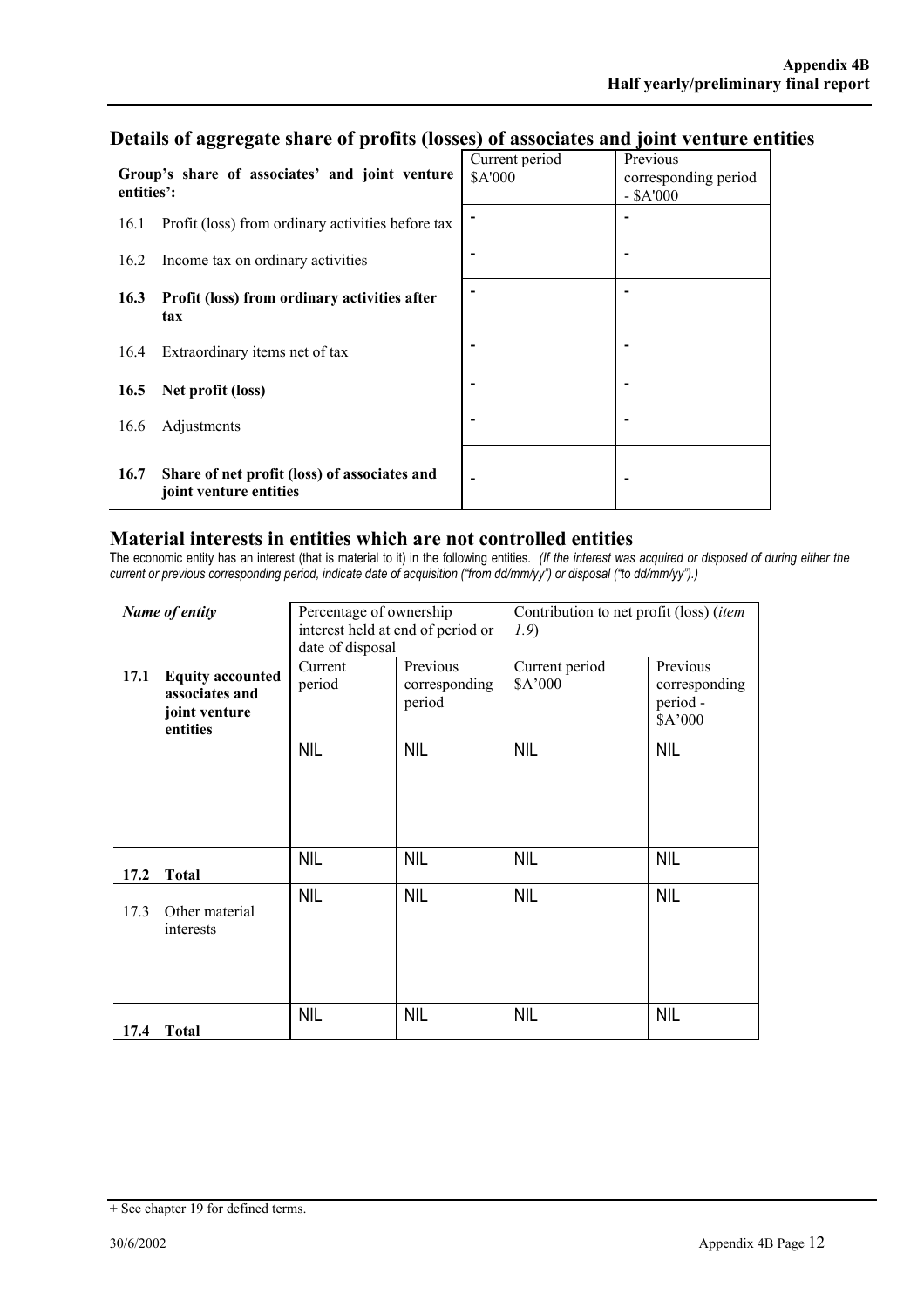## Details of aggregate share of profits (losses) of associates and joint venture entities

| Group's share of associates' and joint venture entities': | | Current period $A'000 | Previous corresponding period - $A'000 |
|---|---|---|---|
| 16.1 | Profit (loss) from ordinary activities before tax | - | - |
| 16.2 | Income tax on ordinary activities | - | - |
| **16.3** | **Profit (loss) from ordinary activities after tax** | - | - |
| 16.4 | Extraordinary items net of tax | - | - |
| **16.5** | **Net profit (loss)** | - | - |
| 16.6 | Adjustments | - | - |
| **16.7** | **Share of net profit (loss) of associates and joint venture entities** | - | - |

## Material interests in entities which are not controlled entities

The economic entity has an interest (that is material to it) in the following entities. *(If the interest was acquired or disposed of during either the current or previous corresponding period, indicate date of acquisition ("from dd/mm/yy") or disposal ("to dd/mm/yy").)*

| *Name of entity* | Percentage of ownership interest held at end of period or date of disposal | | Contribution to net profit (loss) (*item 1.9*) | |
|---|---|---|---|---|
| **17.1 Equity accounted associates and joint venture entities** | Current period | Previous corresponding period | Current period $A'000 | Previous corresponding period - $A'000 |
| | NIL | NIL | NIL | NIL |
| **17.2 Total** | NIL | NIL | NIL | NIL |
| 17.3 Other material interests | NIL | NIL | NIL | NIL |
| **17.4 Total** | NIL | NIL | NIL | NIL |

+ See chapter 19 for defined terms.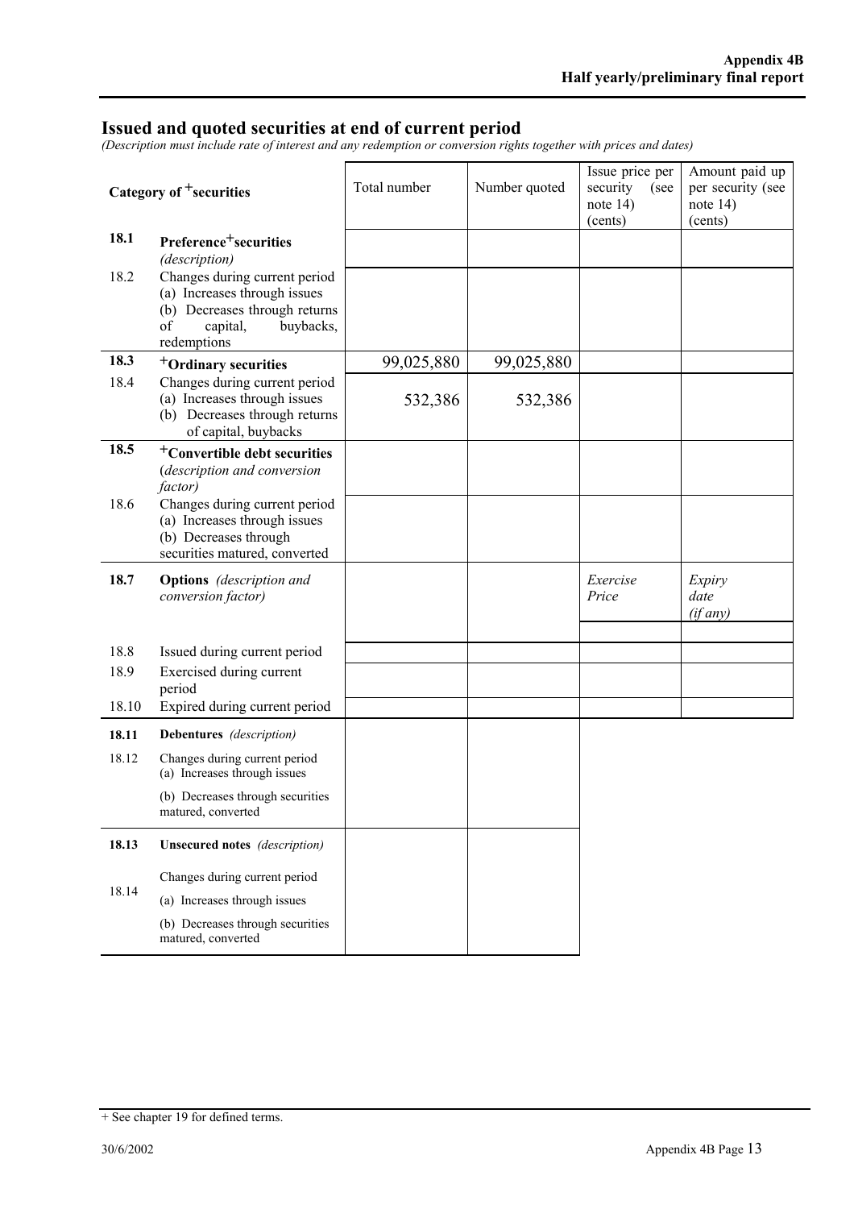## Issued and quoted securities at end of current period

*(Description must include rate of interest and any redemption or conversion rights together with prices and dates)*

| | Category of +securities | Total number | Number quoted | Issue price per security (see note 14) (cents) | Amount paid up per security (see note 14) (cents) |
|---|---|---|---|---|---|
| **18.1** | **Preference+securities** *(description)* | | | | |
| 18.2 | Changes during current period (a) Increases through issues (b) Decreases through returns of capital, buybacks, redemptions | | | | |
| **18.3** | **+Ordinary securities** | 99,025,880 | 99,025,880 | | |
| 18.4 | Changes during current period (a) Increases through issues (b) Decreases through returns of capital, buybacks | 532,386 | 532,386 | | |
| **18.5** | **+Convertible debt securities** (*description and conversion factor)* | | | | |
| 18.6 | Changes during current period (a) Increases through issues (b) Decreases through securities matured, converted | | | | |
| **18.7** | **Options** *(description and conversion factor)* | | | *Exercise Price* | *Expiry date (if any)* |
| 18.8 | Issued during current period | | | | |
| 18.9 | Exercised during current period | | | | |
| 18.10 | Expired during current period | | | | |
| **18.11** | **Debentures** *(description)* | | | | |
| 18.12 | Changes during current period (a) Increases through issues (b) Decreases through securities matured, converted | | | | |
| **18.13** | **Unsecured notes** *(description)* | | | | |
| 18.14 | Changes during current period (a) Increases through issues (b) Decreases through securities matured, converted | | | | |

+ See chapter 19 for defined terms.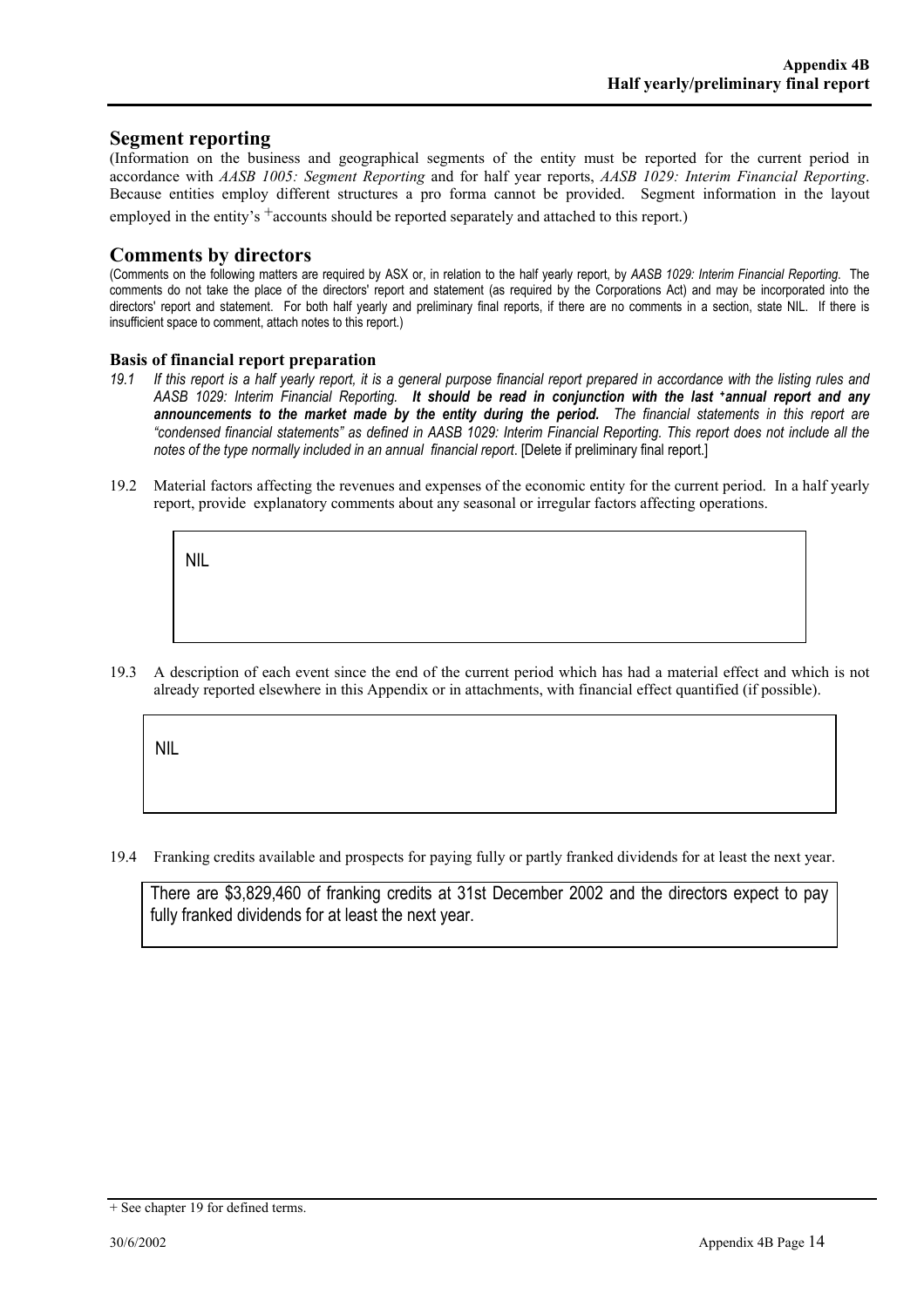## Segment reporting

(Information on the business and geographical segments of the entity must be reported for the current period in accordance with *AASB 1005: Segment Reporting* and for half year reports, *AASB 1029: Interim Financial Reporting*. Because entities employ different structures a pro forma cannot be provided. Segment information in the layout employed in the entity's +accounts should be reported separately and attached to this report.)

## Comments by directors

(Comments on the following matters are required by ASX or, in relation to the half yearly report, by *AASB 1029: Interim Financial Reporting*. The comments do not take the place of the directors' report and statement (as required by the Corporations Act) and may be incorporated into the directors' report and statement. For both half yearly and preliminary final reports, if there are no comments in a section, state NIL. If there is insufficient space to comment, attach notes to this report.)

### Basis of financial report preparation

*19.1 If this report is a half yearly report, it is a general purpose financial report prepared in accordance with the listing rules and AASB 1029: Interim Financial Reporting.* ***It should be read in conjunction with the last +annual report and any announcements to the market made by the entity during the period.*** *The financial statements in this report are "condensed financial statements" as defined in AASB 1029: Interim Financial Reporting. This report does not include all the notes of the type normally included in an annual financial report*. [Delete if preliminary final report.]

19.2 Material factors affecting the revenues and expenses of the economic entity for the current period. In a half yearly report, provide explanatory comments about any seasonal or irregular factors affecting operations.

NIL

19.3 A description of each event since the end of the current period which has had a material effect and which is not already reported elsewhere in this Appendix or in attachments, with financial effect quantified (if possible).

NIL

19.4 Franking credits available and prospects for paying fully or partly franked dividends for at least the next year.

There are $3,829,460 of franking credits at 31st December 2002 and the directors expect to pay fully franked dividends for at least the next year.

+ See chapter 19 for defined terms.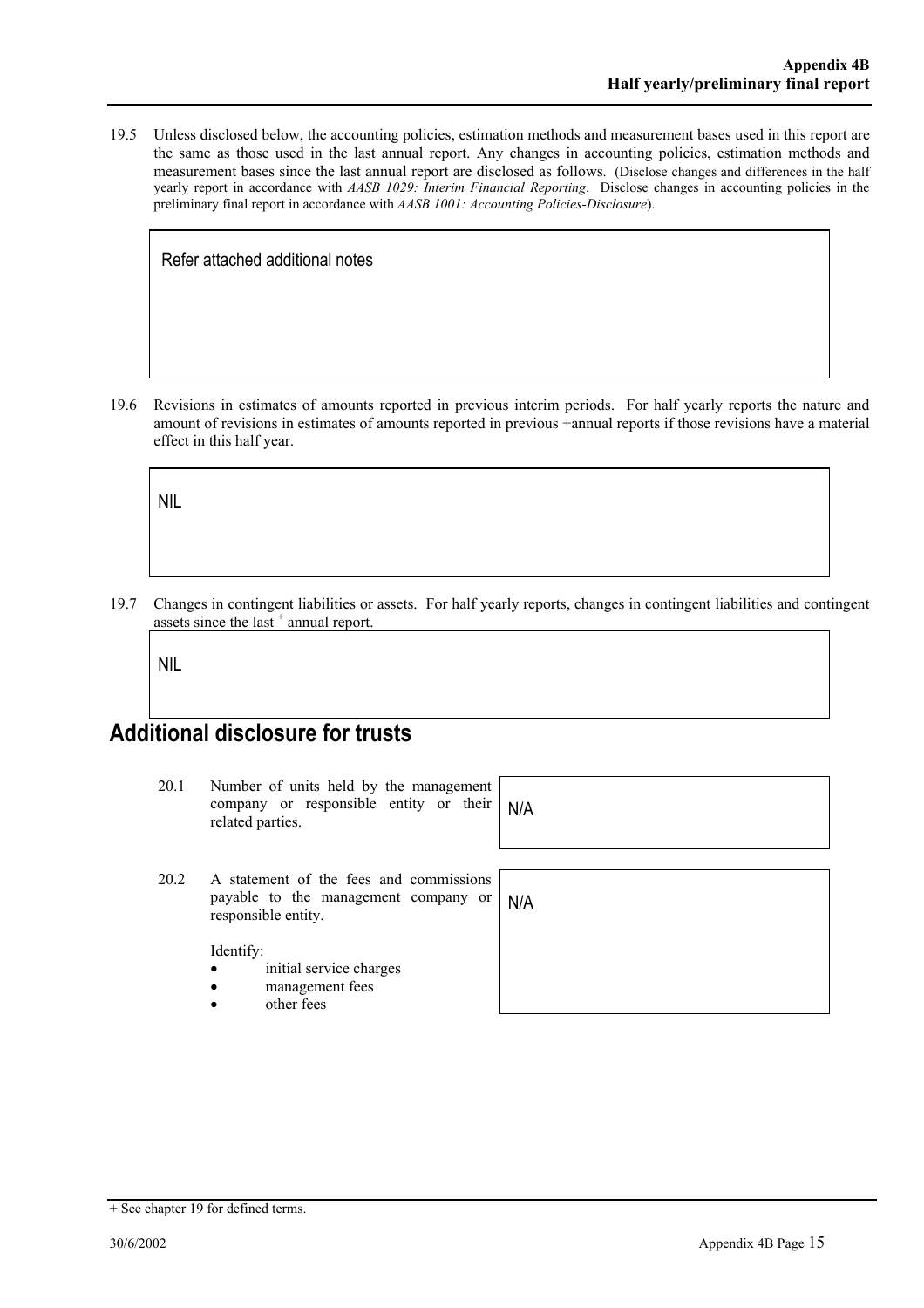19.5 Unless disclosed below, the accounting policies, estimation methods and measurement bases used in this report are the same as those used in the last annual report. Any changes in accounting policies, estimation methods and measurement bases since the last annual report are disclosed as follows. (Disclose changes and differences in the half yearly report in accordance with *AASB 1029: Interim Financial Reporting*. Disclose changes in accounting policies in the preliminary final report in accordance with *AASB 1001: Accounting Policies-Disclosure*).

Refer attached additional notes

19.6 Revisions in estimates of amounts reported in previous interim periods. For half yearly reports the nature and amount of revisions in estimates of amounts reported in previous +annual reports if those revisions have a material effect in this half year.

NIL

19.7 Changes in contingent liabilities or assets. For half yearly reports, changes in contingent liabilities and contingent assets since the last + annual report.

NIL

## Additional disclosure for trusts

| | | |
|---|---|---|
| 20.1 | Number of units held by the management company or responsible entity or their related parties. | N/A |
| 20.2 | A statement of the fees and commissions payable to the management company or responsible entity.<br><br>Identify:<br>• initial service charges<br>• management fees<br>• other fees | N/A |

+ See chapter 19 for defined terms.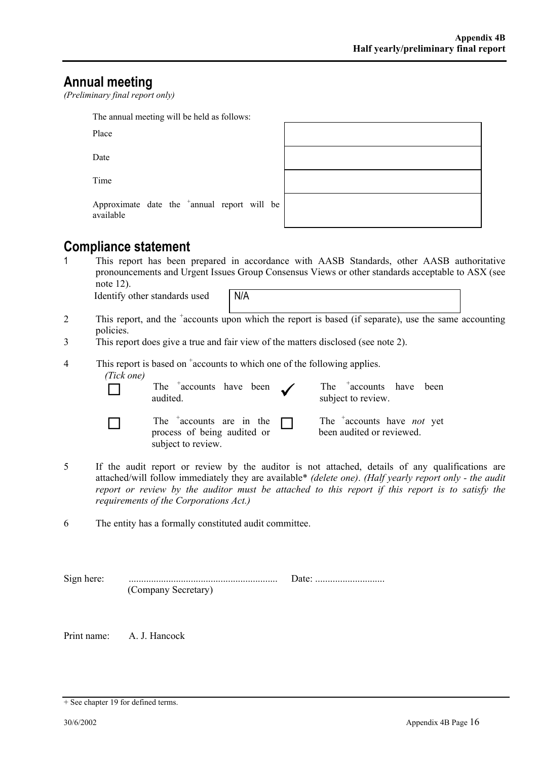## Annual meeting

*(Preliminary final report only)*

The annual meeting will be held as follows:

| | |
|---|---|
| Place | |
| Date | |
| Time | |
| Approximate date the +annual report will be available | |

## Compliance statement

1. This report has been prepared in accordance with AASB Standards, other AASB authoritative pronouncements and Urgent Issues Group Consensus Views or other standards acceptable to ASX (see note 12).

   Identify other standards used: N/A

2. This report, and the +accounts upon which the report is based (if separate), use the same accounting policies.

3. This report does give a true and fair view of the matters disclosed (see note 2).

4. This report is based on +accounts to which one of the following applies.

   *(Tick one)*

   | | | | |
   |---|---|---|---|
   | ☐ | The +accounts have been audited. | ✓ | The +accounts have been subject to review. |
   | ☐ | The +accounts are in the process of being audited or subject to review. | ☐ | The +accounts have *not* yet been audited or reviewed. |

5. If the audit report or review by the auditor is not attached, details of any qualifications are attached/will follow immediately they are available* *(delete one)*. *(Half yearly report only - the audit report or review by the auditor must be attached to this report if this report is to satisfy the requirements of the Corporations Act.)*

6. The entity has a formally constituted audit committee.

Sign here: ............................................................ Date: ............................

(Company Secretary)

Print name: A. J. Hancock

+ See chapter 19 for defined terms.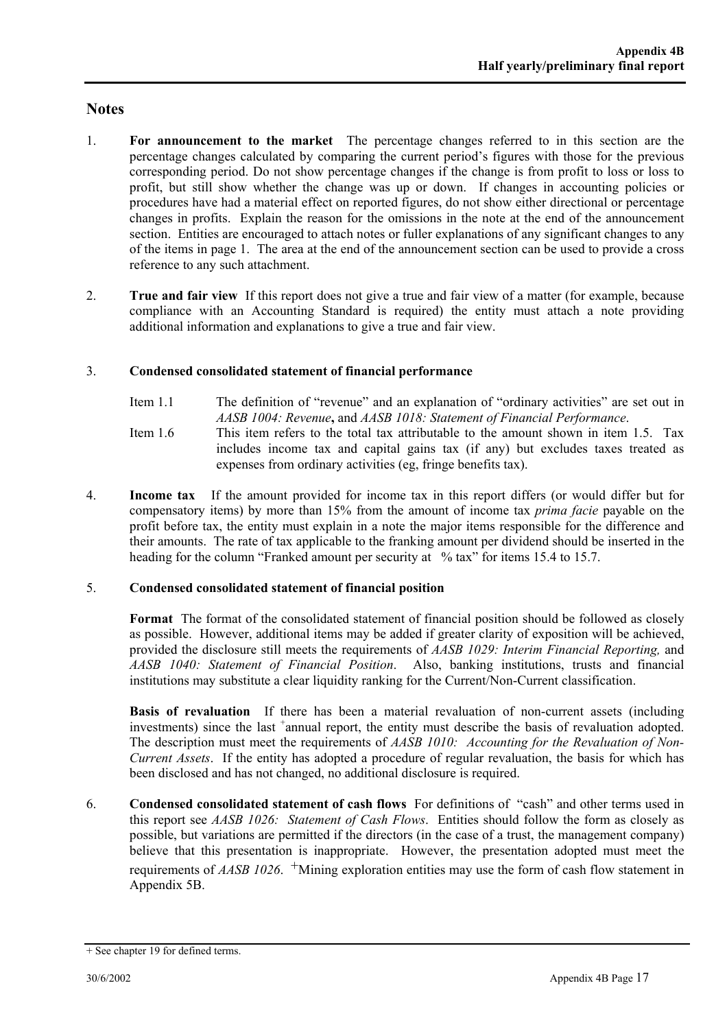## Notes

1. **For announcement to the market** The percentage changes referred to in this section are the percentage changes calculated by comparing the current period's figures with those for the previous corresponding period. Do not show percentage changes if the change is from profit to loss or loss to profit, but still show whether the change was up or down. If changes in accounting policies or procedures have had a material effect on reported figures, do not show either directional or percentage changes in profits. Explain the reason for the omissions in the note at the end of the announcement section. Entities are encouraged to attach notes or fuller explanations of any significant changes to any of the items in page 1. The area at the end of the announcement section can be used to provide a cross reference to any such attachment.

2. **True and fair view** If this report does not give a true and fair view of a matter (for example, because compliance with an Accounting Standard is required) the entity must attach a note providing additional information and explanations to give a true and fair view.

3. **Condensed consolidated statement of financial performance**

   Item 1.1 The definition of "revenue" and an explanation of "ordinary activities" are set out in *AASB 1004: Revenue***,** and *AASB 1018: Statement of Financial Performance*.

   Item 1.6 This item refers to the total tax attributable to the amount shown in item 1.5. Tax includes income tax and capital gains tax (if any) but excludes taxes treated as expenses from ordinary activities (eg, fringe benefits tax).

4. **Income tax** If the amount provided for income tax in this report differs (or would differ but for compensatory items) by more than 15% from the amount of income tax *prima facie* payable on the profit before tax, the entity must explain in a note the major items responsible for the difference and their amounts. The rate of tax applicable to the franking amount per dividend should be inserted in the heading for the column "Franked amount per security at % tax" for items 15.4 to 15.7.

5. **Condensed consolidated statement of financial position**

   **Format** The format of the consolidated statement of financial position should be followed as closely as possible. However, additional items may be added if greater clarity of exposition will be achieved, provided the disclosure still meets the requirements of *AASB 1029: Interim Financial Reporting,* and *AASB 1040: Statement of Financial Position*. Also, banking institutions, trusts and financial institutions may substitute a clear liquidity ranking for the Current/Non-Current classification.

   **Basis of revaluation** If there has been a material revaluation of non-current assets (including investments) since the last +annual report, the entity must describe the basis of revaluation adopted. The description must meet the requirements of *AASB 1010: Accounting for the Revaluation of Non-Current Assets*. If the entity has adopted a procedure of regular revaluation, the basis for which has been disclosed and has not changed, no additional disclosure is required.

6. **Condensed consolidated statement of cash flows** For definitions of "cash" and other terms used in this report see *AASB 1026: Statement of Cash Flows*. Entities should follow the form as closely as possible, but variations are permitted if the directors (in the case of a trust, the management company) believe that this presentation is inappropriate. However, the presentation adopted must meet the requirements of *AASB 1026*. +Mining exploration entities may use the form of cash flow statement in Appendix 5B.

+ See chapter 19 for defined terms.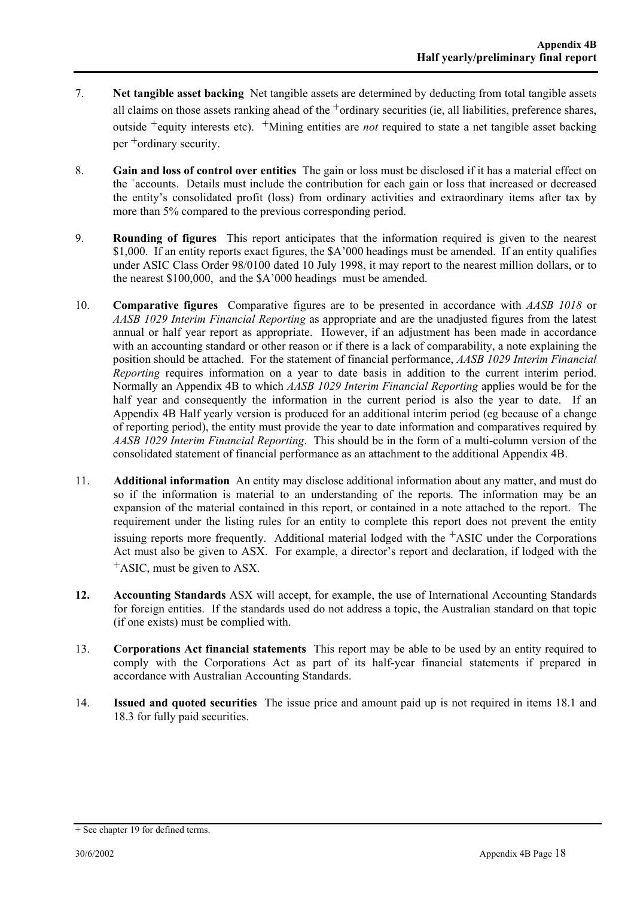7. **Net tangible asset backing** Net tangible assets are determined by deducting from total tangible assets all claims on those assets ranking ahead of the +ordinary securities (ie, all liabilities, preference shares, outside +equity interests etc). +Mining entities are *not* required to state a net tangible asset backing per +ordinary security.

8. **Gain and loss of control over entities** The gain or loss must be disclosed if it has a material effect on the +accounts. Details must include the contribution for each gain or loss that increased or decreased the entity's consolidated profit (loss) from ordinary activities and extraordinary items after tax by more than 5% compared to the previous corresponding period.

9. **Rounding of figures** This report anticipates that the information required is given to the nearest $1,000. If an entity reports exact figures, the $A'000 headings must be amended. If an entity qualifies under ASIC Class Order 98/0100 dated 10 July 1998, it may report to the nearest million dollars, or to the nearest $100,000, and the $A'000 headings must be amended.

10. **Comparative figures** Comparative figures are to be presented in accordance with *AASB 1018* or *AASB 1029 Interim Financial Reporting* as appropriate and are the unadjusted figures from the latest annual or half year report as appropriate. However, if an adjustment has been made in accordance with an accounting standard or other reason or if there is a lack of comparability, a note explaining the position should be attached. For the statement of financial performance, *AASB 1029 Interim Financial Reporting* requires information on a year to date basis in addition to the current interim period. Normally an Appendix 4B to which *AASB 1029 Interim Financial Reporting* applies would be for the half year and consequently the information in the current period is also the year to date. If an Appendix 4B Half yearly version is produced for an additional interim period (eg because of a change of reporting period), the entity must provide the year to date information and comparatives required by *AASB 1029 Interim Financial Reporting*. This should be in the form of a multi-column version of the consolidated statement of financial performance as an attachment to the additional Appendix 4B.

11. **Additional information** An entity may disclose additional information about any matter, and must do so if the information is material to an understanding of the reports. The information may be an expansion of the material contained in this report, or contained in a note attached to the report. The requirement under the listing rules for an entity to complete this report does not prevent the entity issuing reports more frequently. Additional material lodged with the +ASIC under the Corporations Act must also be given to ASX. For example, a director's report and declaration, if lodged with the +ASIC, must be given to ASX.

12. **Accounting Standards** ASX will accept, for example, the use of International Accounting Standards for foreign entities. If the standards used do not address a topic, the Australian standard on that topic (if one exists) must be complied with.

13. **Corporations Act financial statements** This report may be able to be used by an entity required to comply with the Corporations Act as part of its half-year financial statements if prepared in accordance with Australian Accounting Standards.

14. **Issued and quoted securities** The issue price and amount paid up is not required in items 18.1 and 18.3 for fully paid securities.

+ See chapter 19 for defined terms.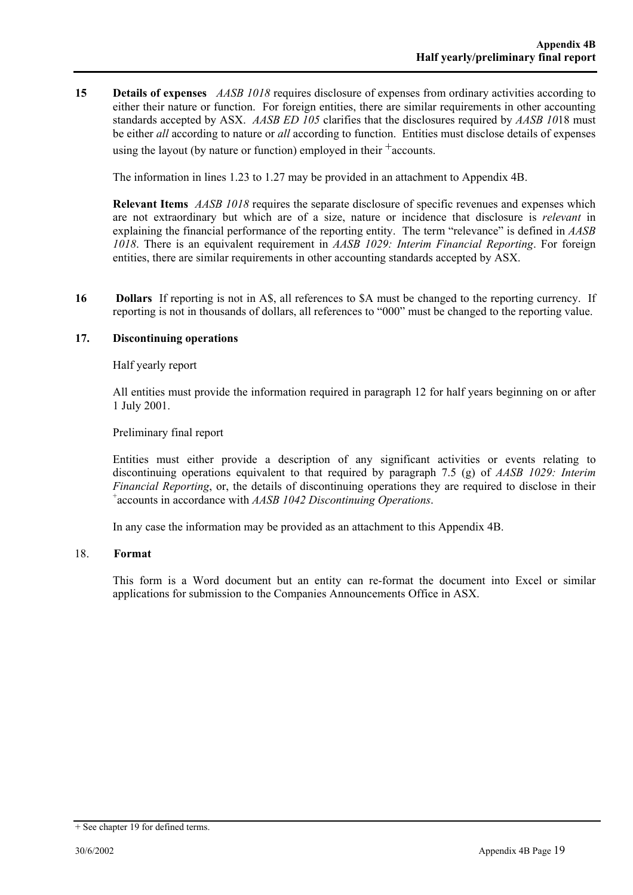**15 Details of expenses** *AASB 1018* requires disclosure of expenses from ordinary activities according to either their nature or function. For foreign entities, there are similar requirements in other accounting standards accepted by ASX. *AASB ED 105* clarifies that the disclosures required by *AASB 10*18 must be either *all* according to nature or *all* according to function. Entities must disclose details of expenses using the layout (by nature or function) employed in their +accounts.

The information in lines 1.23 to 1.27 may be provided in an attachment to Appendix 4B.

**Relevant Items** *AASB 1018* requires the separate disclosure of specific revenues and expenses which are not extraordinary but which are of a size, nature or incidence that disclosure is *relevant* in explaining the financial performance of the reporting entity. The term "relevance" is defined in *AASB 1018*. There is an equivalent requirement in *AASB 1029: Interim Financial Reporting*. For foreign entities, there are similar requirements in other accounting standards accepted by ASX.

**16 Dollars** If reporting is not in A$, all references to $A must be changed to the reporting currency. If reporting is not in thousands of dollars, all references to "000" must be changed to the reporting value.

**17. Discontinuing operations**

Half yearly report

All entities must provide the information required in paragraph 12 for half years beginning on or after 1 July 2001.

Preliminary final report

Entities must either provide a description of any significant activities or events relating to discontinuing operations equivalent to that required by paragraph 7.5 (g) of *AASB 1029: Interim Financial Reporting*, or, the details of discontinuing operations they are required to disclose in their +accounts in accordance with *AASB 1042 Discontinuing Operations*.

In any case the information may be provided as an attachment to this Appendix 4B.

18. **Format**

This form is a Word document but an entity can re-format the document into Excel or similar applications for submission to the Companies Announcements Office in ASX.

+ See chapter 19 for defined terms.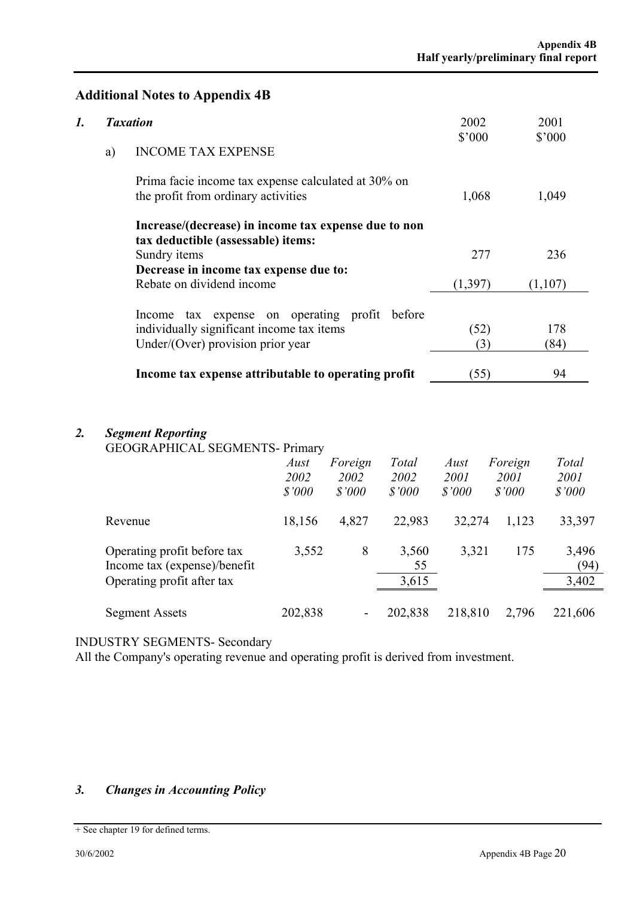## Additional Notes to Appendix 4B

### 1. Taxation

| | 2002<br>$'000 | 2001<br>$'000 |
|---|---|---|
| a) INCOME TAX EXPENSE | | |
| Prima facie income tax expense calculated at 30% on the profit from ordinary activities | 1,068 | 1,049 |
| **Increase/(decrease) in income tax expense due to non tax deductible (assessable) items:** | | |
| Sundry items | 277 | 236 |
| **Decrease in income tax expense due to:** | | |
| Rebate on dividend income | (1,397) | (1,107) |
| Income tax expense on operating profit before individually significant income tax items | (52) | 178 |
| Under/(Over) provision prior year | (3) | (84) |
| **Income tax expense attributable to operating profit** | (55) | 94 |

### 2. Segment Reporting

GEOGRAPHICAL SEGMENTS- Primary

| | *Aust 2002 $'000* | *Foreign 2002 $'000* | *Total 2002 $'000* | *Aust 2001 $'000* | *Foreign 2001 $'000* | *Total 2001 $'000* |
|---|---|---|---|---|---|---|
| Revenue | 18,156 | 4,827 | 22,983 | 32,274 | 1,123 | 33,397 |
| Operating profit before tax | 3,552 | 8 | 3,560 | 3,321 | 175 | 3,496 |
| Income tax (expense)/benefit | | | 55 | | | (94) |
| Operating profit after tax | | | 3,615 | | | 3,402 |
| Segment Assets | 202,838 | - | 202,838 | 218,810 | 2,796 | 221,606 |

INDUSTRY SEGMENTS- Secondary

All the Company's operating revenue and operating profit is derived from investment.

### 3. Changes in Accounting Policy

+ See chapter 19 for defined terms.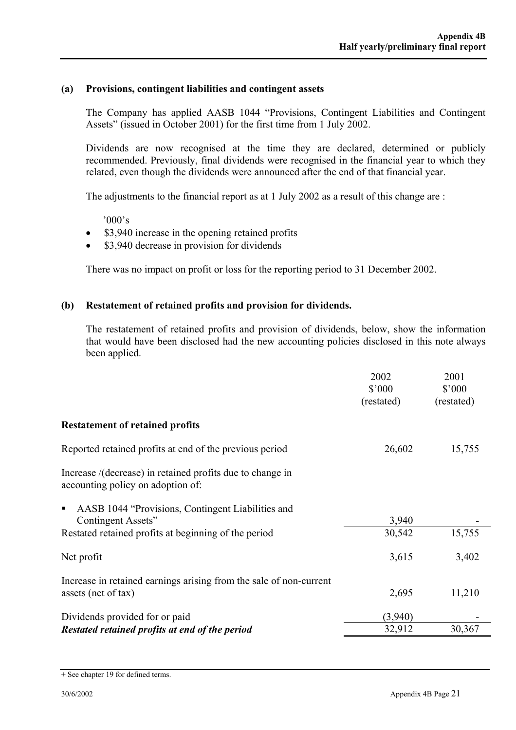**(a) Provisions, contingent liabilities and contingent assets**

The Company has applied AASB 1044 "Provisions, Contingent Liabilities and Contingent Assets" (issued in October 2001) for the first time from 1 July 2002.

Dividends are now recognised at the time they are declared, determined or publicly recommended. Previously, final dividends were recognised in the financial year to which they related, even though the dividends were announced after the end of that financial year.

The adjustments to the financial report as at 1 July 2002 as a result of this change are :

'000's

- $3,940 increase in the opening retained profits
- $3,940 decrease in provision for dividends

There was no impact on profit or loss for the reporting period to 31 December 2002.

**(b) Restatement of retained profits and provision for dividends.**

The restatement of retained profits and provision of dividends, below, show the information that would have been disclosed had the new accounting policies disclosed in this note always been applied.

| | 2002<br>$'000<br>(restated) | 2001<br>$'000<br>(restated) |
|---|---|---|
| **Restatement of retained profits** | | |
| Reported retained profits at end of the previous period | 26,602 | 15,755 |
| Increase /(decrease) in retained profits due to change in accounting policy on adoption of: | | |
| ▪ AASB 1044 "Provisions, Contingent Liabilities and Contingent Assets" | 3,940 | - |
| Restated retained profits at beginning of the period | 30,542 | 15,755 |
| Net profit | 3,615 | 3,402 |
| Increase in retained earnings arising from the sale of non-current assets (net of tax) | 2,695 | 11,210 |
| Dividends provided for or paid | (3,940) | - |
| ***Restated retained profits at end of the period*** | 32,912 | 30,367 |

+ See chapter 19 for defined terms.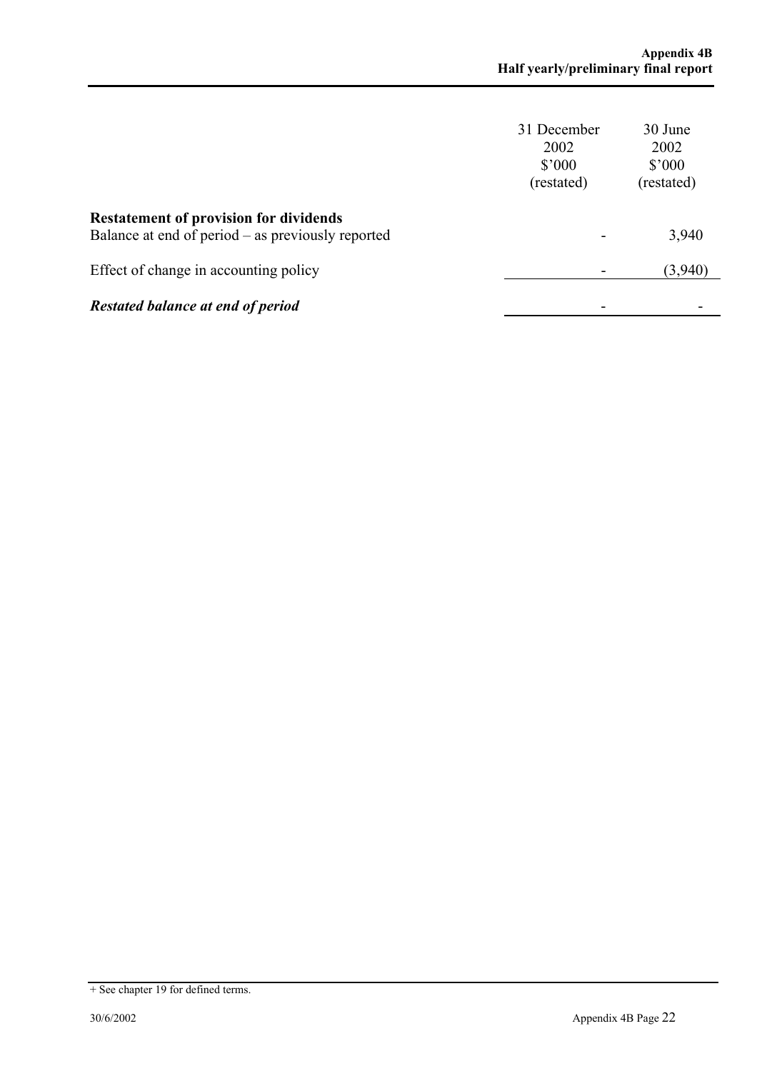| | 31 December 2002 $'000 (restated) | 30 June 2002 $'000 (restated) |
|---|---|---|
| **Restatement of provision for dividends** | | |
| Balance at end of period – as previously reported | - | 3,940 |
| Effect of change in accounting policy | - | (3,940) |
| ***Restated balance at end of period*** | - | - |

+ See chapter 19 for defined terms.